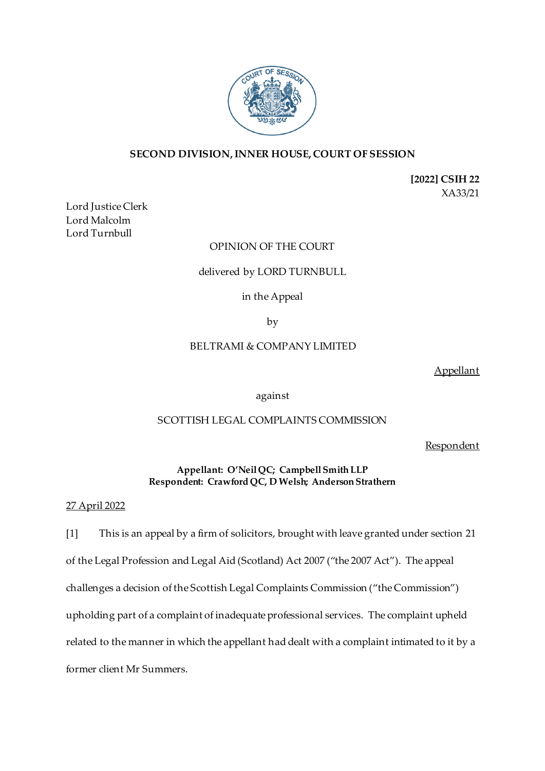**SECOND DIVISION, INNER HOUSE, COURT OF SESSION**

**[2022] CSIH 22**
XA33/21

Lord Justice Clerk
Lord Malcolm
Lord Turnbull

OPINION OF THE COURT

delivered by LORD TURNBULL

in the Appeal

by

BELTRAMI & COMPANY LIMITED

Appellant

against

SCOTTISH LEGAL COMPLAINTS COMMISSION

Respondent

**Appellant: O'Neil QC; Campbell Smith LLP**
**Respondent: Crawford QC, D Welsh; Anderson Strathern**

27 April 2022

[1] This is an appeal by a firm of solicitors, brought with leave granted under section 21 of the Legal Profession and Legal Aid (Scotland) Act 2007 ("the 2007 Act"). The appeal challenges a decision of the Scottish Legal Complaints Commission ("the Commission") upholding part of a complaint of inadequate professional services. The complaint upheld related to the manner in which the appellant had dealt with a complaint intimated to it by a former client Mr Summers.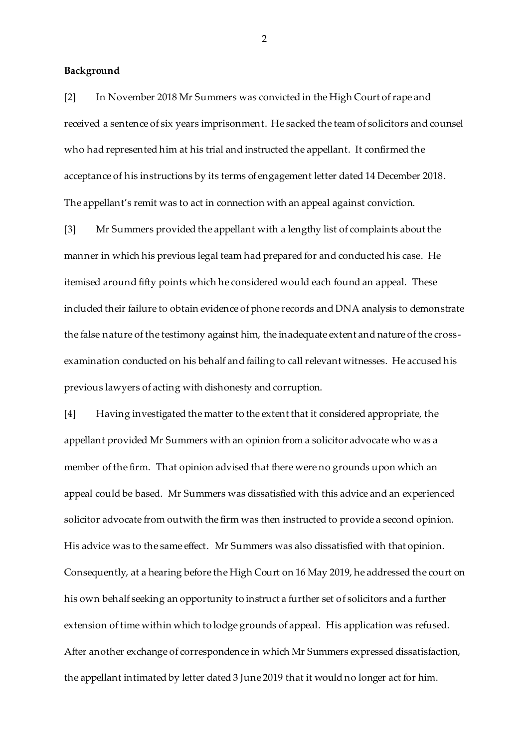**Background**

[2] In November 2018 Mr Summers was convicted in the High Court of rape and received a sentence of six years imprisonment. He sacked the team of solicitors and counsel who had represented him at his trial and instructed the appellant. It confirmed the acceptance of his instructions by its terms of engagement letter dated 14 December 2018. The appellant's remit was to act in connection with an appeal against conviction.

[3] Mr Summers provided the appellant with a lengthy list of complaints about the manner in which his previous legal team had prepared for and conducted his case. He itemised around fifty points which he considered would each found an appeal. These included their failure to obtain evidence of phone records and DNA analysis to demonstrate the false nature of the testimony against him, the inadequate extent and nature of the cross-examination conducted on his behalf and failing to call relevant witnesses. He accused his previous lawyers of acting with dishonesty and corruption.

[4] Having investigated the matter to the extent that it considered appropriate, the appellant provided Mr Summers with an opinion from a solicitor advocate who was a member of the firm. That opinion advised that there were no grounds upon which an appeal could be based. Mr Summers was dissatisfied with this advice and an experienced solicitor advocate from outwith the firm was then instructed to provide a second opinion. His advice was to the same effect. Mr Summers was also dissatisfied with that opinion. Consequently, at a hearing before the High Court on 16 May 2019, he addressed the court on his own behalf seeking an opportunity to instruct a further set of solicitors and a further extension of time within which to lodge grounds of appeal. His application was refused. After another exchange of correspondence in which Mr Summers expressed dissatisfaction, the appellant intimated by letter dated 3 June 2019 that it would no longer act for him.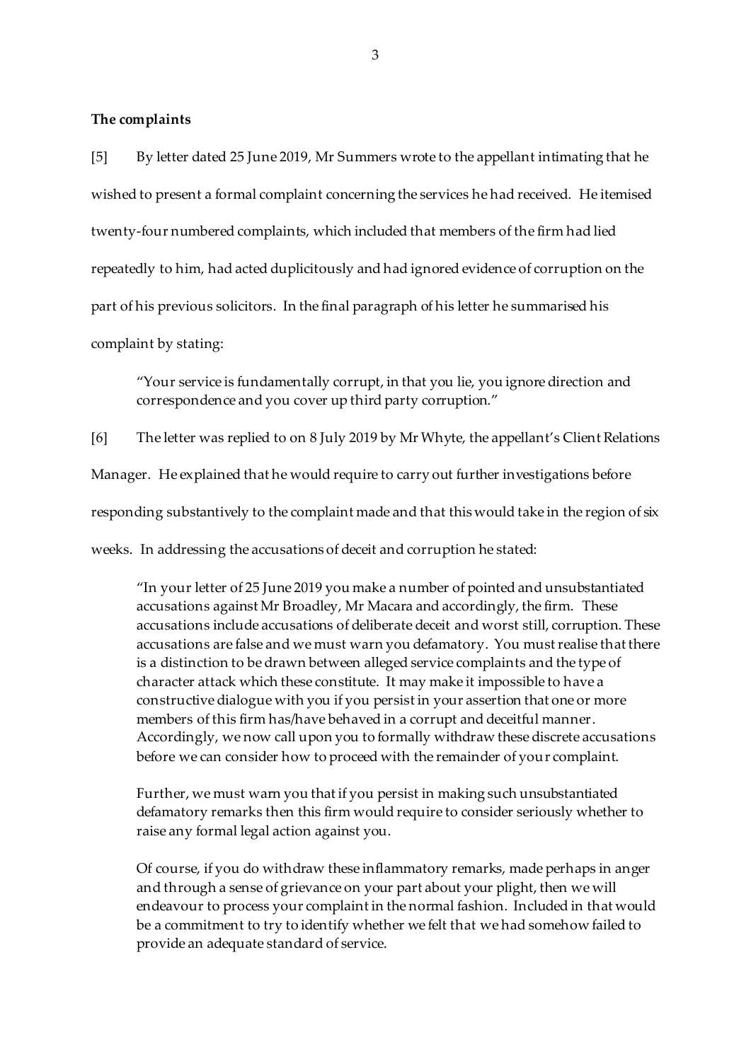**The complaints**

[5] By letter dated 25 June 2019, Mr Summers wrote to the appellant intimating that he wished to present a formal complaint concerning the services he had received. He itemised twenty-four numbered complaints, which included that members of the firm had lied repeatedly to him, had acted duplicitously and had ignored evidence of corruption on the part of his previous solicitors. In the final paragraph of his letter he summarised his complaint by stating:

> "Your service is fundamentally corrupt, in that you lie, you ignore direction and correspondence and you cover up third party corruption."

[6] The letter was replied to on 8 July 2019 by Mr Whyte, the appellant's Client Relations Manager. He explained that he would require to carry out further investigations before responding substantively to the complaint made and that this would take in the region of six weeks. In addressing the accusations of deceit and corruption he stated:

> "In your letter of 25 June 2019 you make a number of pointed and unsubstantiated accusations against Mr Broadley, Mr Macara and accordingly, the firm. These accusations include accusations of deliberate deceit and worst still, corruption. These accusations are false and we must warn you defamatory. You must realise that there is a distinction to be drawn between alleged service complaints and the type of character attack which these constitute. It may make it impossible to have a constructive dialogue with you if you persist in your assertion that one or more members of this firm has/have behaved in a corrupt and deceitful manner. Accordingly, we now call upon you to formally withdraw these discrete accusations before we can consider how to proceed with the remainder of your complaint.
>
> Further, we must warn you that if you persist in making such unsubstantiated defamatory remarks then this firm would require to consider seriously whether to raise any formal legal action against you.
>
> Of course, if you do withdraw these inflammatory remarks, made perhaps in anger and through a sense of grievance on your part about your plight, then we will endeavour to process your complaint in the normal fashion. Included in that would be a commitment to try to identify whether we felt that we had somehow failed to provide an adequate standard of service.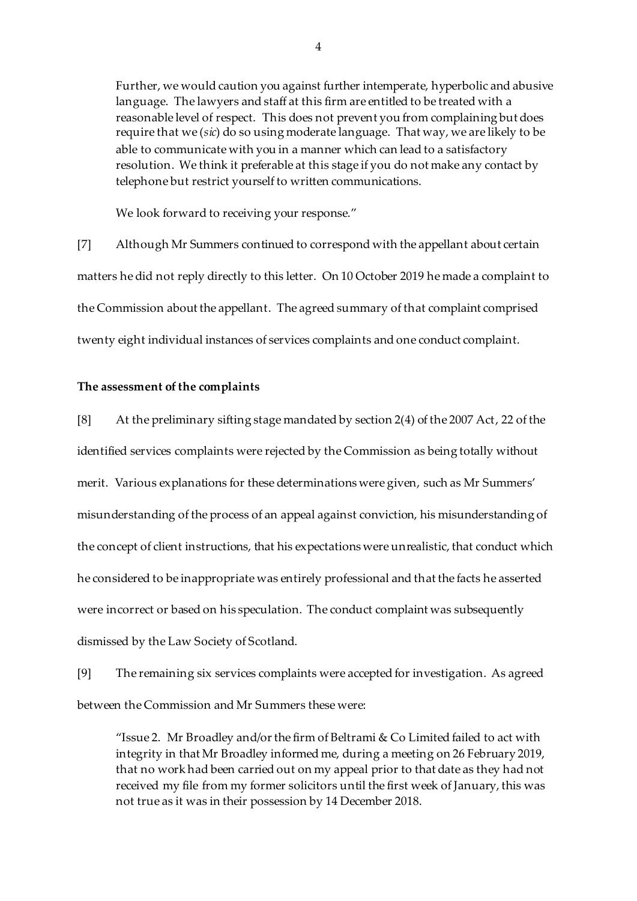Further, we would caution you against further intemperate, hyperbolic and abusive language. The lawyers and staff at this firm are entitled to be treated with a reasonable level of respect. This does not prevent you from complaining but does require that we (*sic*) do so using moderate language. That way, we are likely to be able to communicate with you in a manner which can lead to a satisfactory resolution. We think it preferable at this stage if you do not make any contact by telephone but restrict yourself to written communications.

We look forward to receiving your response."

[7] Although Mr Summers continued to correspond with the appellant about certain matters he did not reply directly to this letter. On 10 October 2019 he made a complaint to the Commission about the appellant. The agreed summary of that complaint comprised twenty eight individual instances of services complaints and one conduct complaint.

**The assessment of the complaints**

[8] At the preliminary sifting stage mandated by section 2(4) of the 2007 Act, 22 of the identified services complaints were rejected by the Commission as being totally without merit. Various explanations for these determinations were given, such as Mr Summers' misunderstanding of the process of an appeal against conviction, his misunderstanding of the concept of client instructions, that his expectations were unrealistic, that conduct which he considered to be inappropriate was entirely professional and that the facts he asserted were incorrect or based on his speculation. The conduct complaint was subsequently dismissed by the Law Society of Scotland.

[9] The remaining six services complaints were accepted for investigation. As agreed between the Commission and Mr Summers these were:

"Issue 2. Mr Broadley and/or the firm of Beltrami & Co Limited failed to act with integrity in that Mr Broadley informed me, during a meeting on 26 February 2019, that no work had been carried out on my appeal prior to that date as they had not received my file from my former solicitors until the first week of January, this was not true as it was in their possession by 14 December 2018.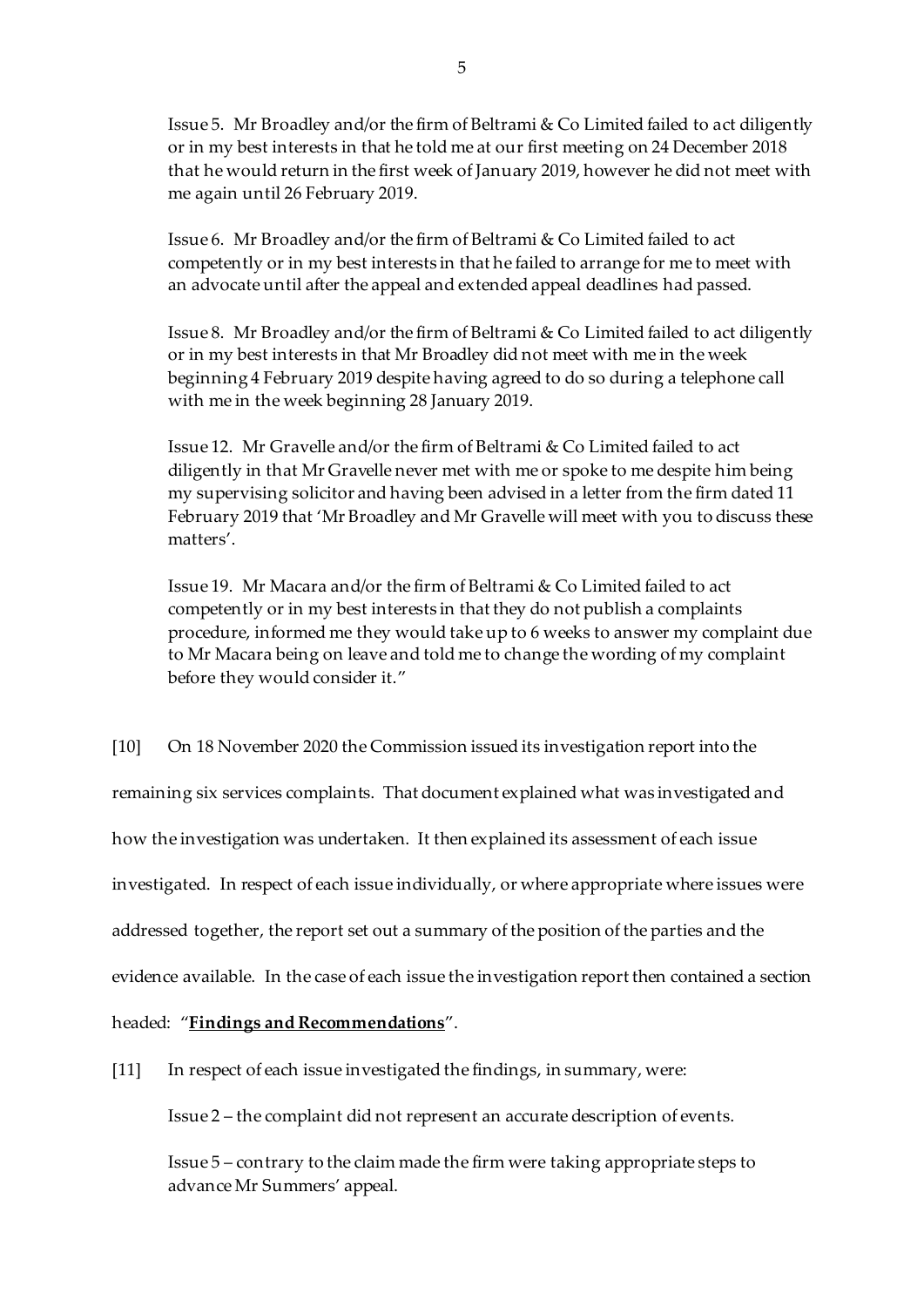Issue 5. Mr Broadley and/or the firm of Beltrami & Co Limited failed to act diligently or in my best interests in that he told me at our first meeting on 24 December 2018 that he would return in the first week of January 2019, however he did not meet with me again until 26 February 2019.

Issue 6. Mr Broadley and/or the firm of Beltrami & Co Limited failed to act competently or in my best interests in that he failed to arrange for me to meet with an advocate until after the appeal and extended appeal deadlines had passed.

Issue 8. Mr Broadley and/or the firm of Beltrami & Co Limited failed to act diligently or in my best interests in that Mr Broadley did not meet with me in the week beginning 4 February 2019 despite having agreed to do so during a telephone call with me in the week beginning 28 January 2019.

Issue 12. Mr Gravelle and/or the firm of Beltrami & Co Limited failed to act diligently in that Mr Gravelle never met with me or spoke to me despite him being my supervising solicitor and having been advised in a letter from the firm dated 11 February 2019 that 'Mr Broadley and Mr Gravelle will meet with you to discuss these matters'.

Issue 19. Mr Macara and/or the firm of Beltrami & Co Limited failed to act competently or in my best interests in that they do not publish a complaints procedure, informed me they would take up to 6 weeks to answer my complaint due to Mr Macara being on leave and told me to change the wording of my complaint before they would consider it."

[10] On 18 November 2020 the Commission issued its investigation report into the remaining six services complaints. That document explained what was investigated and how the investigation was undertaken. It then explained its assessment of each issue investigated. In respect of each issue individually, or where appropriate where issues were addressed together, the report set out a summary of the position of the parties and the evidence available. In the case of each issue the investigation report then contained a section headed: "**<u>Findings and Recommendations</u>**".

[11] In respect of each issue investigated the findings, in summary, were:

Issue 2 – the complaint did not represent an accurate description of events.

Issue 5 – contrary to the claim made the firm were taking appropriate steps to advance Mr Summers' appeal.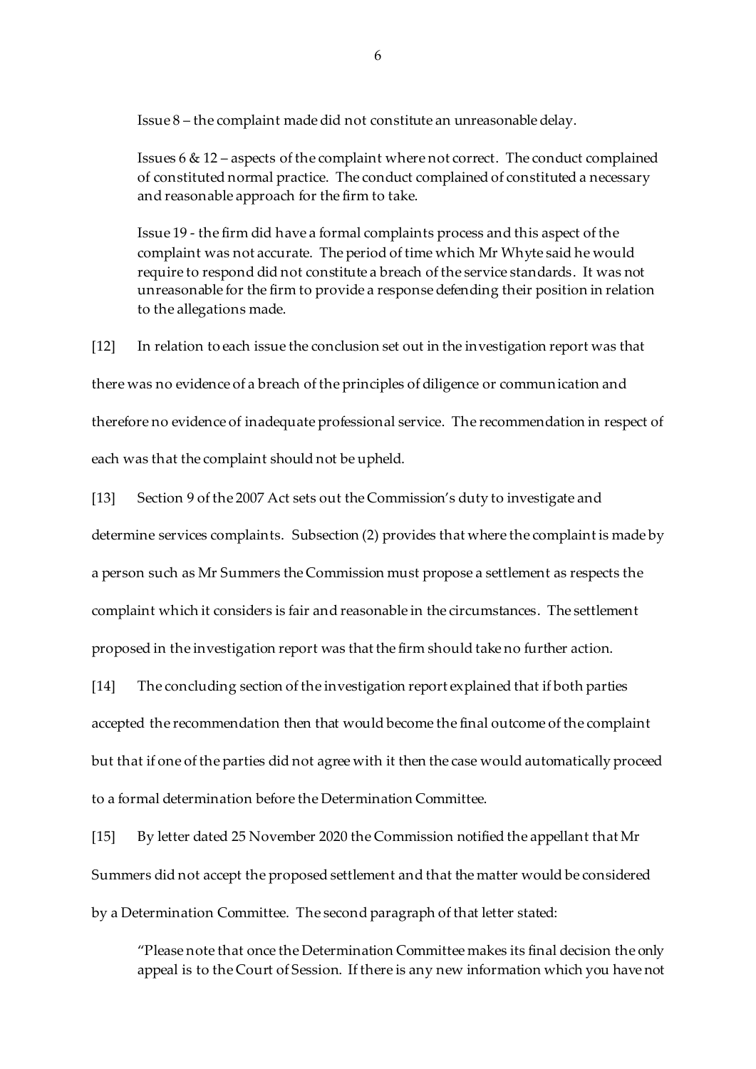Issue 8 – the complaint made did not constitute an unreasonable delay.

Issues 6 & 12 – aspects of the complaint where not correct. The conduct complained of constituted normal practice. The conduct complained of constituted a necessary and reasonable approach for the firm to take.

Issue 19 - the firm did have a formal complaints process and this aspect of the complaint was not accurate. The period of time which Mr Whyte said he would require to respond did not constitute a breach of the service standards. It was not unreasonable for the firm to provide a response defending their position in relation to the allegations made.

[12] In relation to each issue the conclusion set out in the investigation report was that there was no evidence of a breach of the principles of diligence or communication and therefore no evidence of inadequate professional service. The recommendation in respect of each was that the complaint should not be upheld.

[13] Section 9 of the 2007 Act sets out the Commission's duty to investigate and determine services complaints. Subsection (2) provides that where the complaint is made by a person such as Mr Summers the Commission must propose a settlement as respects the complaint which it considers is fair and reasonable in the circumstances. The settlement proposed in the investigation report was that the firm should take no further action.

[14] The concluding section of the investigation report explained that if both parties accepted the recommendation then that would become the final outcome of the complaint but that if one of the parties did not agree with it then the case would automatically proceed to a formal determination before the Determination Committee.

[15] By letter dated 25 November 2020 the Commission notified the appellant that Mr Summers did not accept the proposed settlement and that the matter would be considered by a Determination Committee. The second paragraph of that letter stated:

"Please note that once the Determination Committee makes its final decision the only appeal is to the Court of Session. If there is any new information which you have not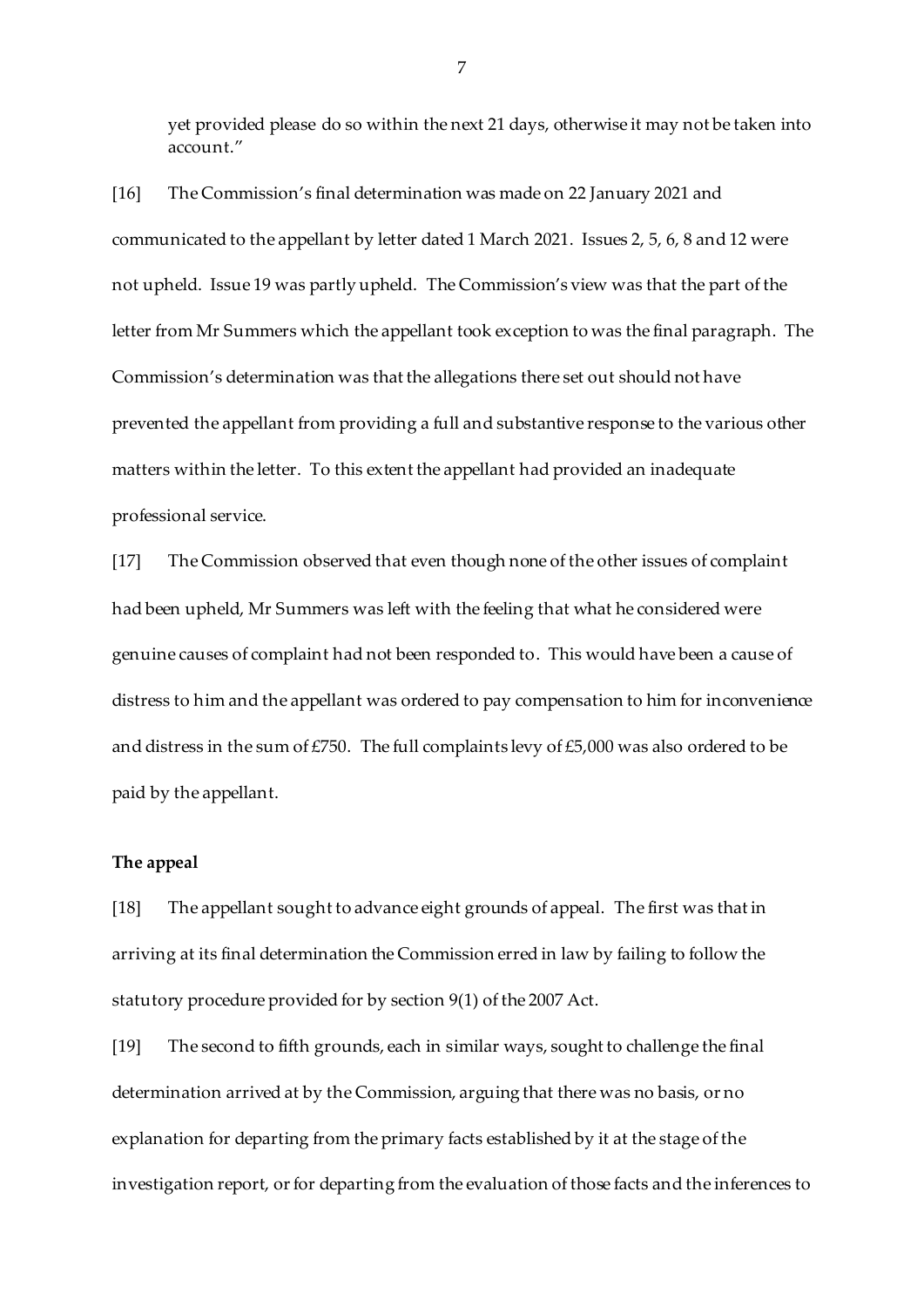yet provided please do so within the next 21 days, otherwise it may not be taken into account."

[16] The Commission's final determination was made on 22 January 2021 and communicated to the appellant by letter dated 1 March 2021. Issues 2, 5, 6, 8 and 12 were not upheld. Issue 19 was partly upheld. The Commission's view was that the part of the letter from Mr Summers which the appellant took exception to was the final paragraph. The Commission's determination was that the allegations there set out should not have prevented the appellant from providing a full and substantive response to the various other matters within the letter. To this extent the appellant had provided an inadequate professional service.

[17] The Commission observed that even though none of the other issues of complaint had been upheld, Mr Summers was left with the feeling that what he considered were genuine causes of complaint had not been responded to. This would have been a cause of distress to him and the appellant was ordered to pay compensation to him for inconvenience and distress in the sum of £750. The full complaints levy of £5,000 was also ordered to be paid by the appellant.

## The appeal

[18] The appellant sought to advance eight grounds of appeal. The first was that in arriving at its final determination the Commission erred in law by failing to follow the statutory procedure provided for by section 9(1) of the 2007 Act.

[19] The second to fifth grounds, each in similar ways, sought to challenge the final determination arrived at by the Commission, arguing that there was no basis, or no explanation for departing from the primary facts established by it at the stage of the investigation report, or for departing from the evaluation of those facts and the inferences to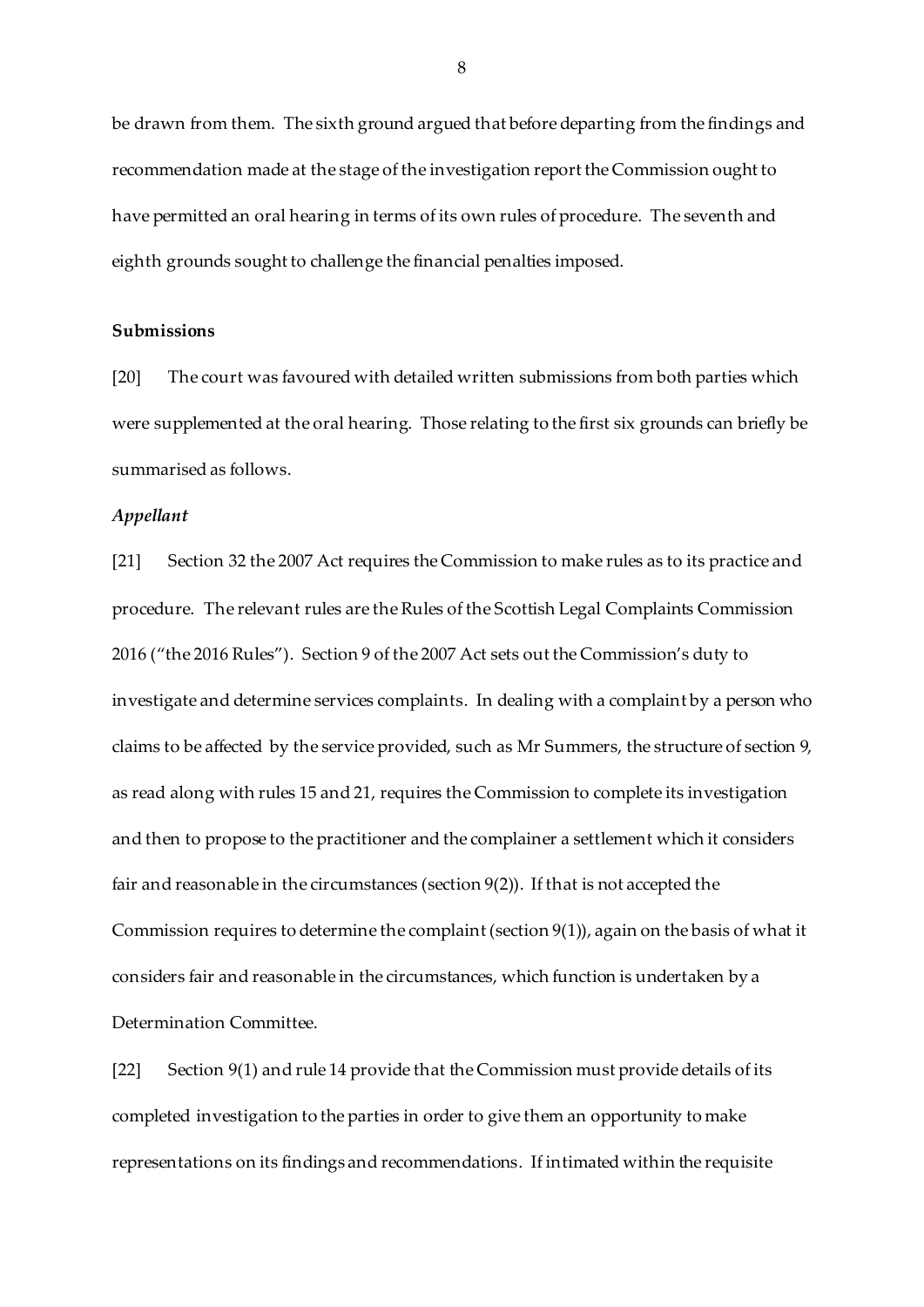be drawn from them. The sixth ground argued that before departing from the findings and recommendation made at the stage of the investigation report the Commission ought to have permitted an oral hearing in terms of its own rules of procedure. The seventh and eighth grounds sought to challenge the financial penalties imposed.

**Submissions**

[20] The court was favoured with detailed written submissions from both parties which were supplemented at the oral hearing. Those relating to the first six grounds can briefly be summarised as follows.

***Appellant***

[21] Section 32 the 2007 Act requires the Commission to make rules as to its practice and procedure. The relevant rules are the Rules of the Scottish Legal Complaints Commission 2016 ("the 2016 Rules"). Section 9 of the 2007 Act sets out the Commission's duty to investigate and determine services complaints. In dealing with a complaint by a person who claims to be affected by the service provided, such as Mr Summers, the structure of section 9, as read along with rules 15 and 21, requires the Commission to complete its investigation and then to propose to the practitioner and the complainer a settlement which it considers fair and reasonable in the circumstances (section 9(2)). If that is not accepted the Commission requires to determine the complaint (section 9(1)), again on the basis of what it considers fair and reasonable in the circumstances, which function is undertaken by a Determination Committee.

[22] Section 9(1) and rule 14 provide that the Commission must provide details of its completed investigation to the parties in order to give them an opportunity to make representations on its findings and recommendations. If intimated within the requisite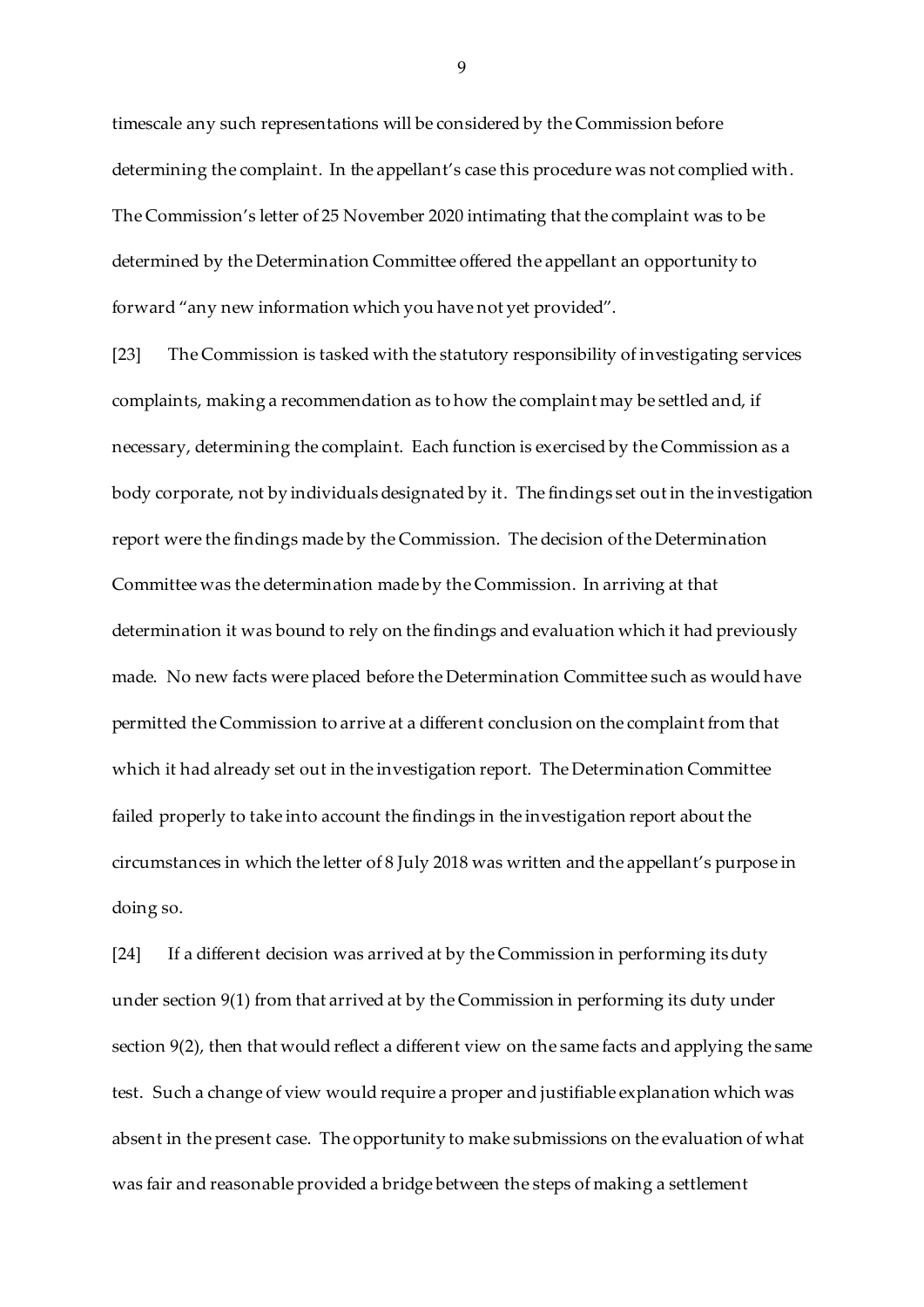timescale any such representations will be considered by the Commission before determining the complaint. In the appellant's case this procedure was not complied with. The Commission's letter of 25 November 2020 intimating that the complaint was to be determined by the Determination Committee offered the appellant an opportunity to forward "any new information which you have not yet provided".

[23] The Commission is tasked with the statutory responsibility of investigating services complaints, making a recommendation as to how the complaint may be settled and, if necessary, determining the complaint. Each function is exercised by the Commission as a body corporate, not by individuals designated by it. The findings set out in the investigation report were the findings made by the Commission. The decision of the Determination Committee was the determination made by the Commission. In arriving at that determination it was bound to rely on the findings and evaluation which it had previously made. No new facts were placed before the Determination Committee such as would have permitted the Commission to arrive at a different conclusion on the complaint from that which it had already set out in the investigation report. The Determination Committee failed properly to take into account the findings in the investigation report about the circumstances in which the letter of 8 July 2018 was written and the appellant's purpose in doing so.

[24] If a different decision was arrived at by the Commission in performing its duty under section 9(1) from that arrived at by the Commission in performing its duty under section 9(2), then that would reflect a different view on the same facts and applying the same test. Such a change of view would require a proper and justifiable explanation which was absent in the present case. The opportunity to make submissions on the evaluation of what was fair and reasonable provided a bridge between the steps of making a settlement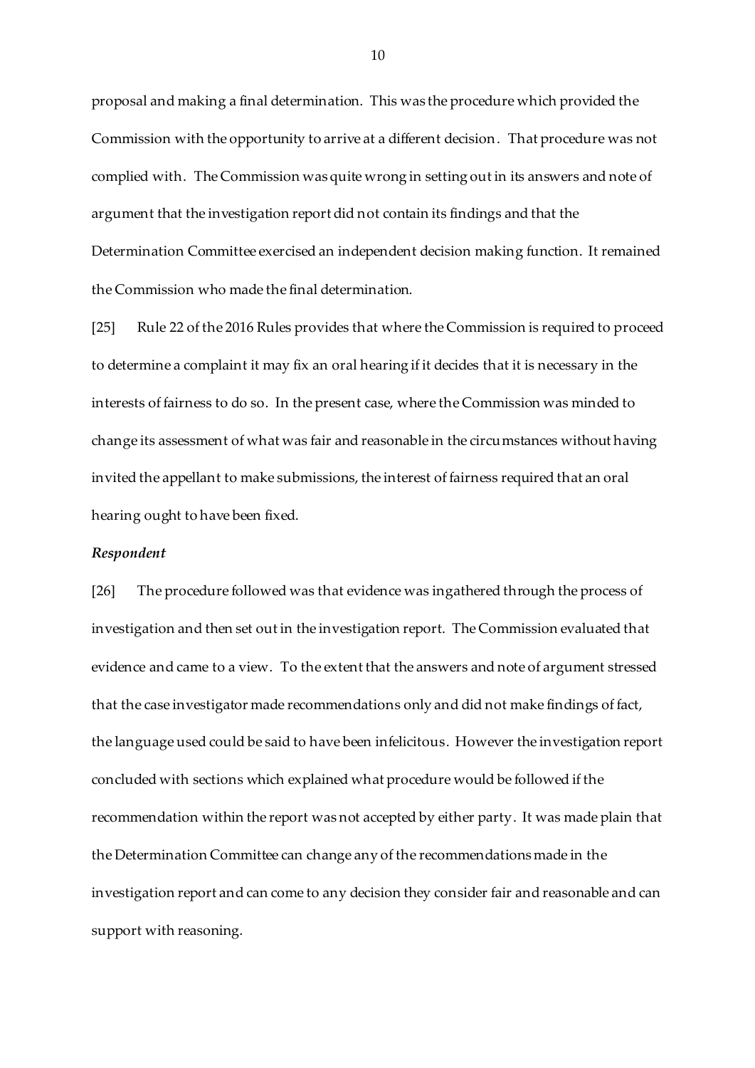proposal and making a final determination. This was the procedure which provided the Commission with the opportunity to arrive at a different decision. That procedure was not complied with. The Commission was quite wrong in setting out in its answers and note of argument that the investigation report did not contain its findings and that the Determination Committee exercised an independent decision making function. It remained the Commission who made the final determination.

[25] Rule 22 of the 2016 Rules provides that where the Commission is required to proceed to determine a complaint it may fix an oral hearing if it decides that it is necessary in the interests of fairness to do so. In the present case, where the Commission was minded to change its assessment of what was fair and reasonable in the circumstances without having invited the appellant to make submissions, the interest of fairness required that an oral hearing ought to have been fixed.

***Respondent***

[26] The procedure followed was that evidence was ingathered through the process of investigation and then set out in the investigation report. The Commission evaluated that evidence and came to a view. To the extent that the answers and note of argument stressed that the case investigator made recommendations only and did not make findings of fact, the language used could be said to have been infelicitous. However the investigation report concluded with sections which explained what procedure would be followed if the recommendation within the report was not accepted by either party. It was made plain that the Determination Committee can change any of the recommendations made in the investigation report and can come to any decision they consider fair and reasonable and can support with reasoning.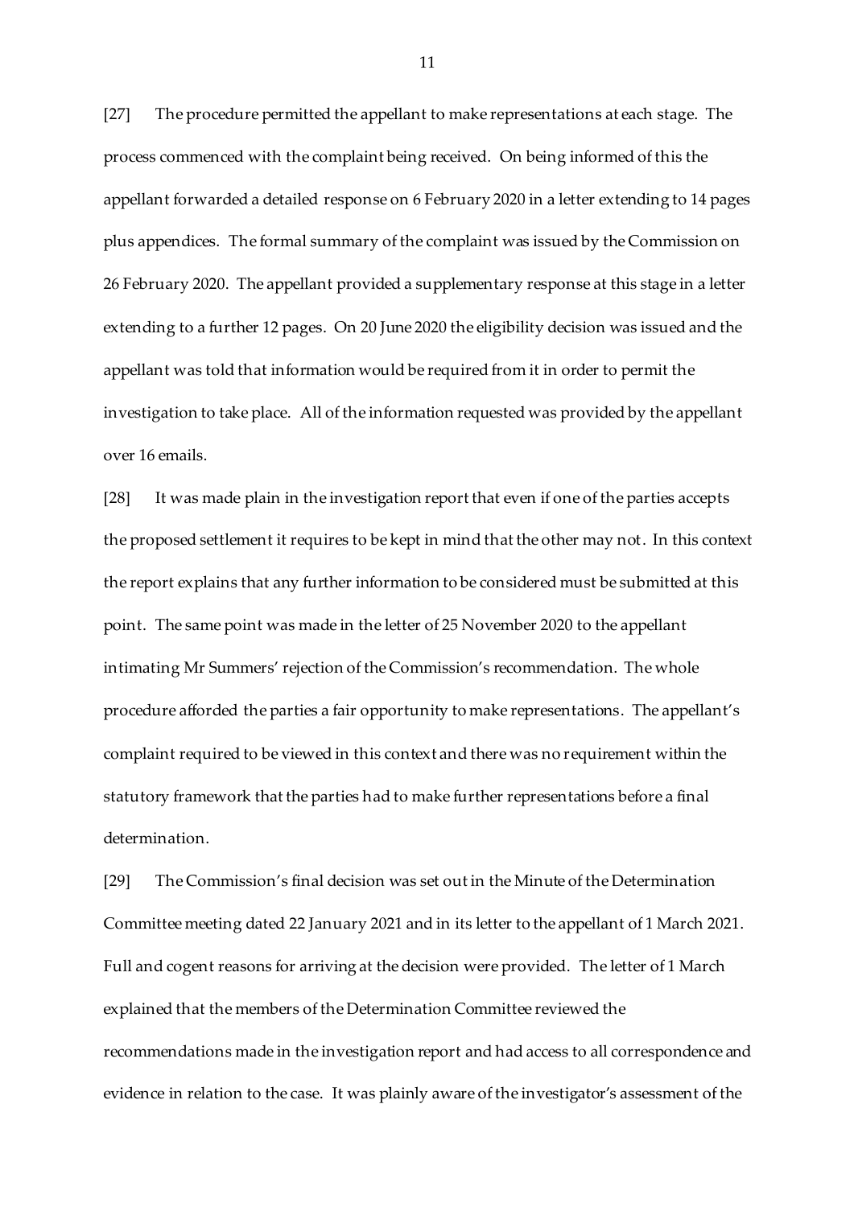[27] The procedure permitted the appellant to make representations at each stage. The process commenced with the complaint being received. On being informed of this the appellant forwarded a detailed response on 6 February 2020 in a letter extending to 14 pages plus appendices. The formal summary of the complaint was issued by the Commission on 26 February 2020. The appellant provided a supplementary response at this stage in a letter extending to a further 12 pages. On 20 June 2020 the eligibility decision was issued and the appellant was told that information would be required from it in order to permit the investigation to take place. All of the information requested was provided by the appellant over 16 emails.

[28] It was made plain in the investigation report that even if one of the parties accepts the proposed settlement it requires to be kept in mind that the other may not. In this context the report explains that any further information to be considered must be submitted at this point. The same point was made in the letter of 25 November 2020 to the appellant intimating Mr Summers' rejection of the Commission's recommendation. The whole procedure afforded the parties a fair opportunity to make representations. The appellant's complaint required to be viewed in this context and there was no requirement within the statutory framework that the parties had to make further representations before a final determination.

[29] The Commission's final decision was set out in the Minute of the Determination Committee meeting dated 22 January 2021 and in its letter to the appellant of 1 March 2021. Full and cogent reasons for arriving at the decision were provided. The letter of 1 March explained that the members of the Determination Committee reviewed the recommendations made in the investigation report and had access to all correspondence and evidence in relation to the case. It was plainly aware of the investigator's assessment of the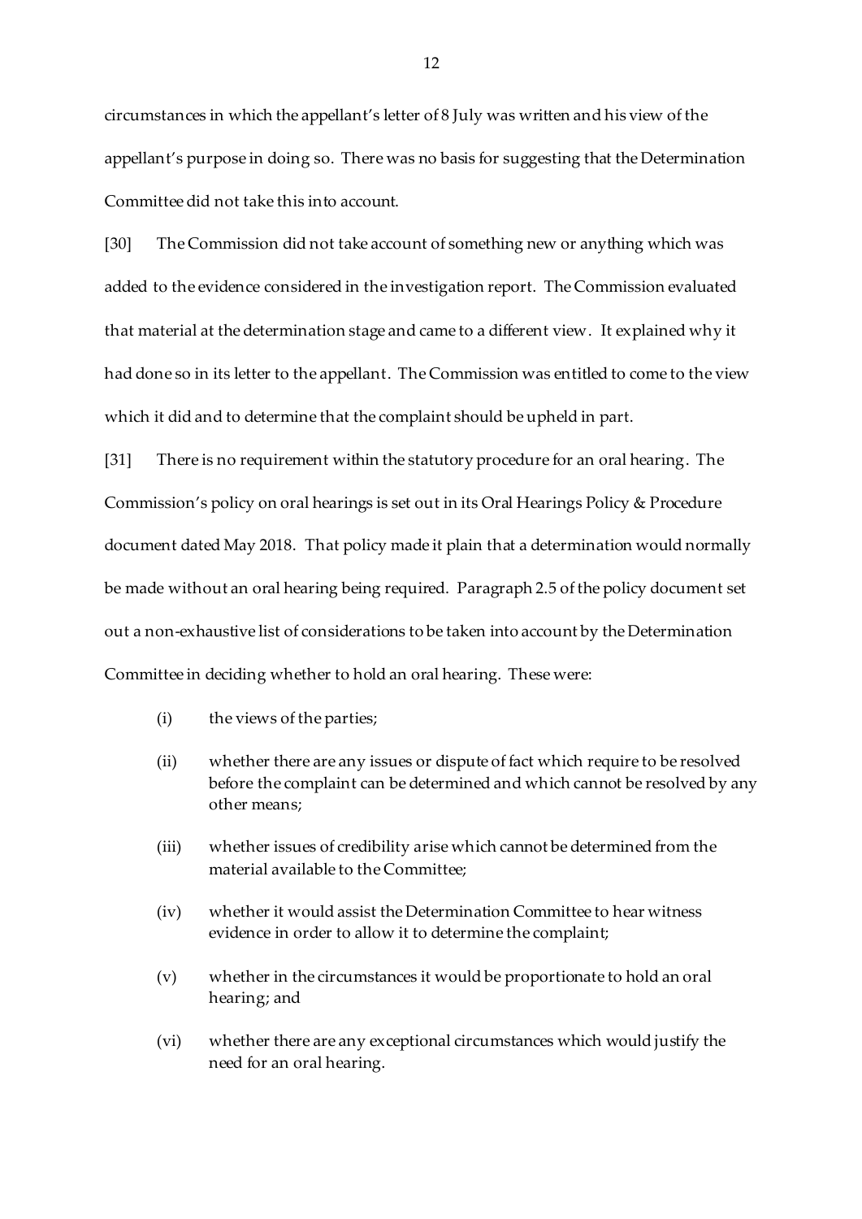circumstances in which the appellant's letter of 8 July was written and his view of the appellant's purpose in doing so. There was no basis for suggesting that the Determination Committee did not take this into account.

[30] The Commission did not take account of something new or anything which was added to the evidence considered in the investigation report. The Commission evaluated that material at the determination stage and came to a different view. It explained why it had done so in its letter to the appellant. The Commission was entitled to come to the view which it did and to determine that the complaint should be upheld in part.

[31] There is no requirement within the statutory procedure for an oral hearing. The Commission's policy on oral hearings is set out in its Oral Hearings Policy & Procedure document dated May 2018. That policy made it plain that a determination would normally be made without an oral hearing being required. Paragraph 2.5 of the policy document set out a non-exhaustive list of considerations to be taken into account by the Determination Committee in deciding whether to hold an oral hearing. These were:

(i) the views of the parties;

(ii) whether there are any issues or dispute of fact which require to be resolved before the complaint can be determined and which cannot be resolved by any other means;

(iii) whether issues of credibility arise which cannot be determined from the material available to the Committee;

(iv) whether it would assist the Determination Committee to hear witness evidence in order to allow it to determine the complaint;

(v) whether in the circumstances it would be proportionate to hold an oral hearing; and

(vi) whether there are any exceptional circumstances which would justify the need for an oral hearing.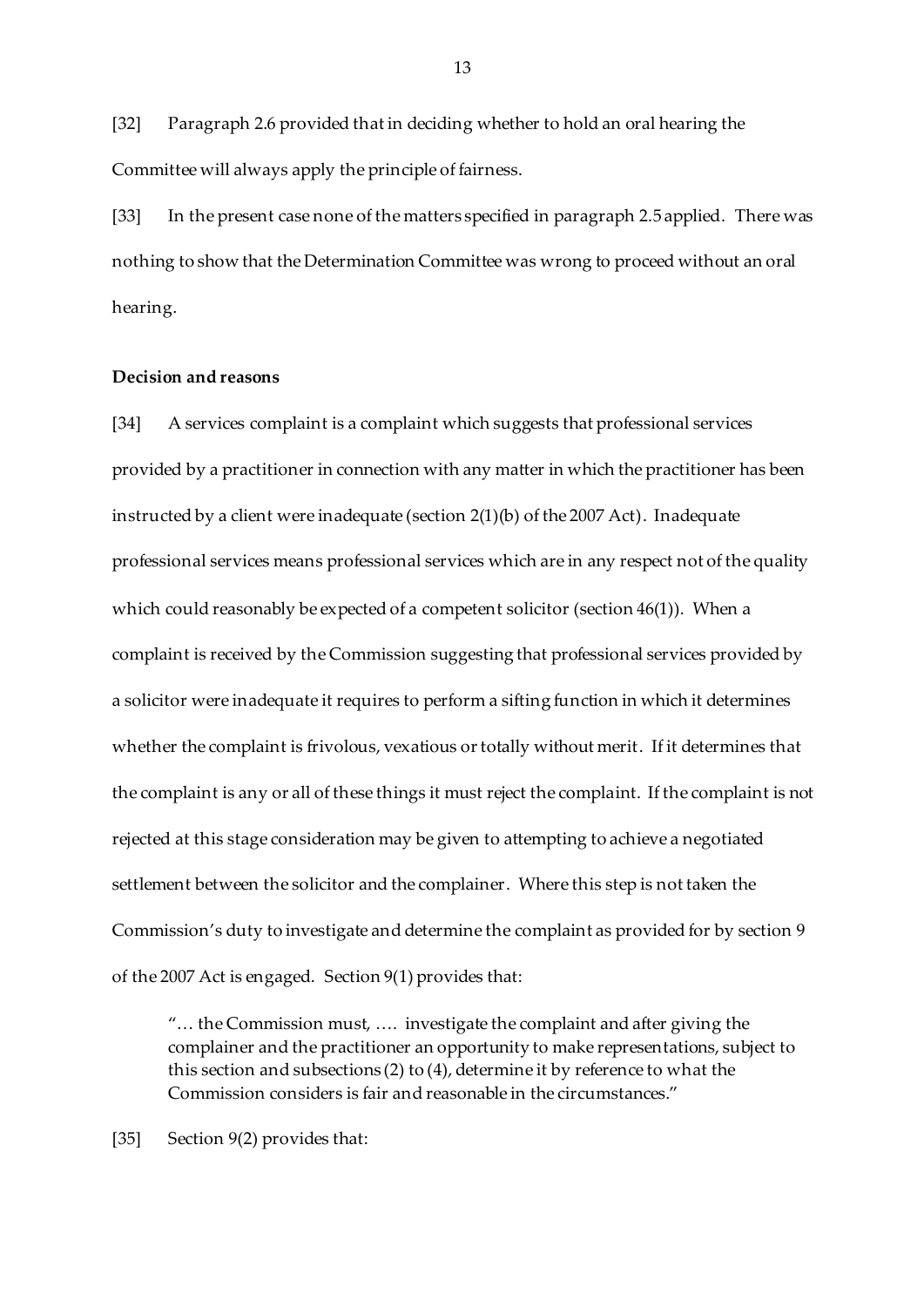[32] Paragraph 2.6 provided that in deciding whether to hold an oral hearing the Committee will always apply the principle of fairness.

[33] In the present case none of the matters specified in paragraph 2.5 applied. There was nothing to show that the Determination Committee was wrong to proceed without an oral hearing.

**Decision and reasons**

[34] A services complaint is a complaint which suggests that professional services provided by a practitioner in connection with any matter in which the practitioner has been instructed by a client were inadequate (section 2(1)(b) of the 2007 Act). Inadequate professional services means professional services which are in any respect not of the quality which could reasonably be expected of a competent solicitor (section 46(1)). When a complaint is received by the Commission suggesting that professional services provided by a solicitor were inadequate it requires to perform a sifting function in which it determines whether the complaint is frivolous, vexatious or totally without merit. If it determines that the complaint is any or all of these things it must reject the complaint. If the complaint is not rejected at this stage consideration may be given to attempting to achieve a negotiated settlement between the solicitor and the complainer. Where this step is not taken the Commission's duty to investigate and determine the complaint as provided for by section 9 of the 2007 Act is engaged. Section 9(1) provides that:

> "… the Commission must, …. investigate the complaint and after giving the complainer and the practitioner an opportunity to make representations, subject to this section and subsections (2) to (4), determine it by reference to what the Commission considers is fair and reasonable in the circumstances."

[35] Section 9(2) provides that: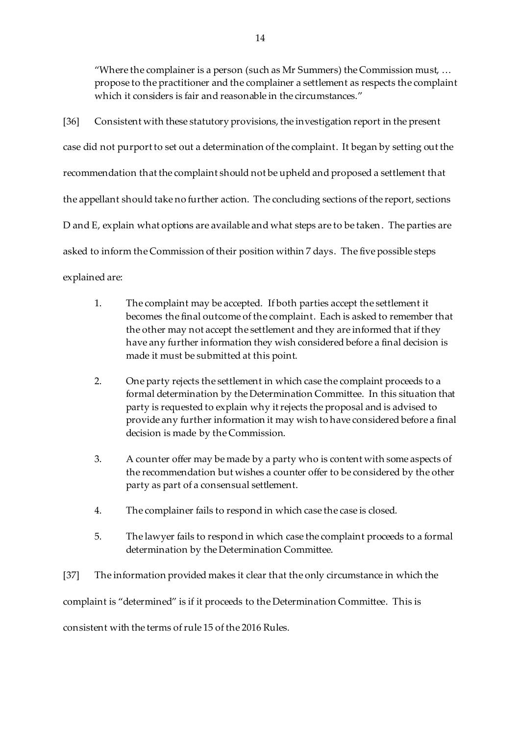> "Where the complainer is a person (such as Mr Summers) the Commission must, … propose to the practitioner and the complainer a settlement as respects the complaint which it considers is fair and reasonable in the circumstances."

[36] Consistent with these statutory provisions, the investigation report in the present case did not purport to set out a determination of the complaint. It began by setting out the recommendation that the complaint should not be upheld and proposed a settlement that the appellant should take no further action. The concluding sections of the report, sections D and E, explain what options are available and what steps are to be taken. The parties are asked to inform the Commission of their position within 7 days. The five possible steps explained are:

1. The complaint may be accepted. If both parties accept the settlement it becomes the final outcome of the complaint. Each is asked to remember that the other may not accept the settlement and they are informed that if they have any further information they wish considered before a final decision is made it must be submitted at this point.

2. One party rejects the settlement in which case the complaint proceeds to a formal determination by the Determination Committee. In this situation that party is requested to explain why it rejects the proposal and is advised to provide any further information it may wish to have considered before a final decision is made by the Commission.

3. A counter offer may be made by a party who is content with some aspects of the recommendation but wishes a counter offer to be considered by the other party as part of a consensual settlement.

4. The complainer fails to respond in which case the case is closed.

5. The lawyer fails to respond in which case the complaint proceeds to a formal determination by the Determination Committee.

[37] The information provided makes it clear that the only circumstance in which the complaint is "determined" is if it proceeds to the Determination Committee. This is consistent with the terms of rule 15 of the 2016 Rules.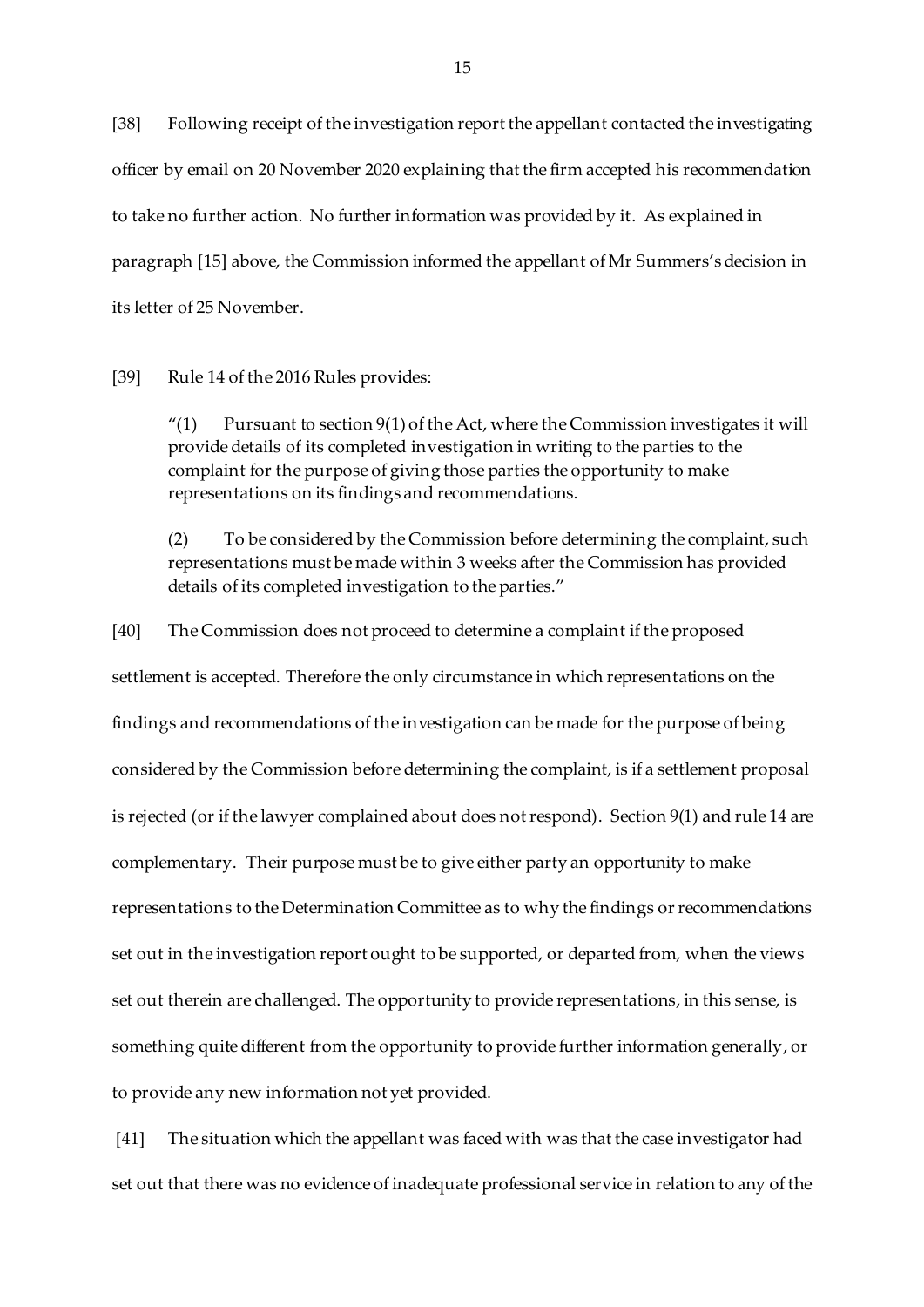[38] Following receipt of the investigation report the appellant contacted the investigating officer by email on 20 November 2020 explaining that the firm accepted his recommendation to take no further action. No further information was provided by it. As explained in paragraph [15] above, the Commission informed the appellant of Mr Summers's decision in its letter of 25 November.

[39] Rule 14 of the 2016 Rules provides:

> "(1) Pursuant to section 9(1) of the Act, where the Commission investigates it will provide details of its completed investigation in writing to the parties to the complaint for the purpose of giving those parties the opportunity to make representations on its findings and recommendations.
>
> (2) To be considered by the Commission before determining the complaint, such representations must be made within 3 weeks after the Commission has provided details of its completed investigation to the parties."

[40] The Commission does not proceed to determine a complaint if the proposed settlement is accepted. Therefore the only circumstance in which representations on the findings and recommendations of the investigation can be made for the purpose of being considered by the Commission before determining the complaint, is if a settlement proposal is rejected (or if the lawyer complained about does not respond). Section 9(1) and rule 14 are complementary. Their purpose must be to give either party an opportunity to make representations to the Determination Committee as to why the findings or recommendations set out in the investigation report ought to be supported, or departed from, when the views set out therein are challenged. The opportunity to provide representations, in this sense, is something quite different from the opportunity to provide further information generally, or to provide any new information not yet provided.

[41] The situation which the appellant was faced with was that the case investigator had set out that there was no evidence of inadequate professional service in relation to any of the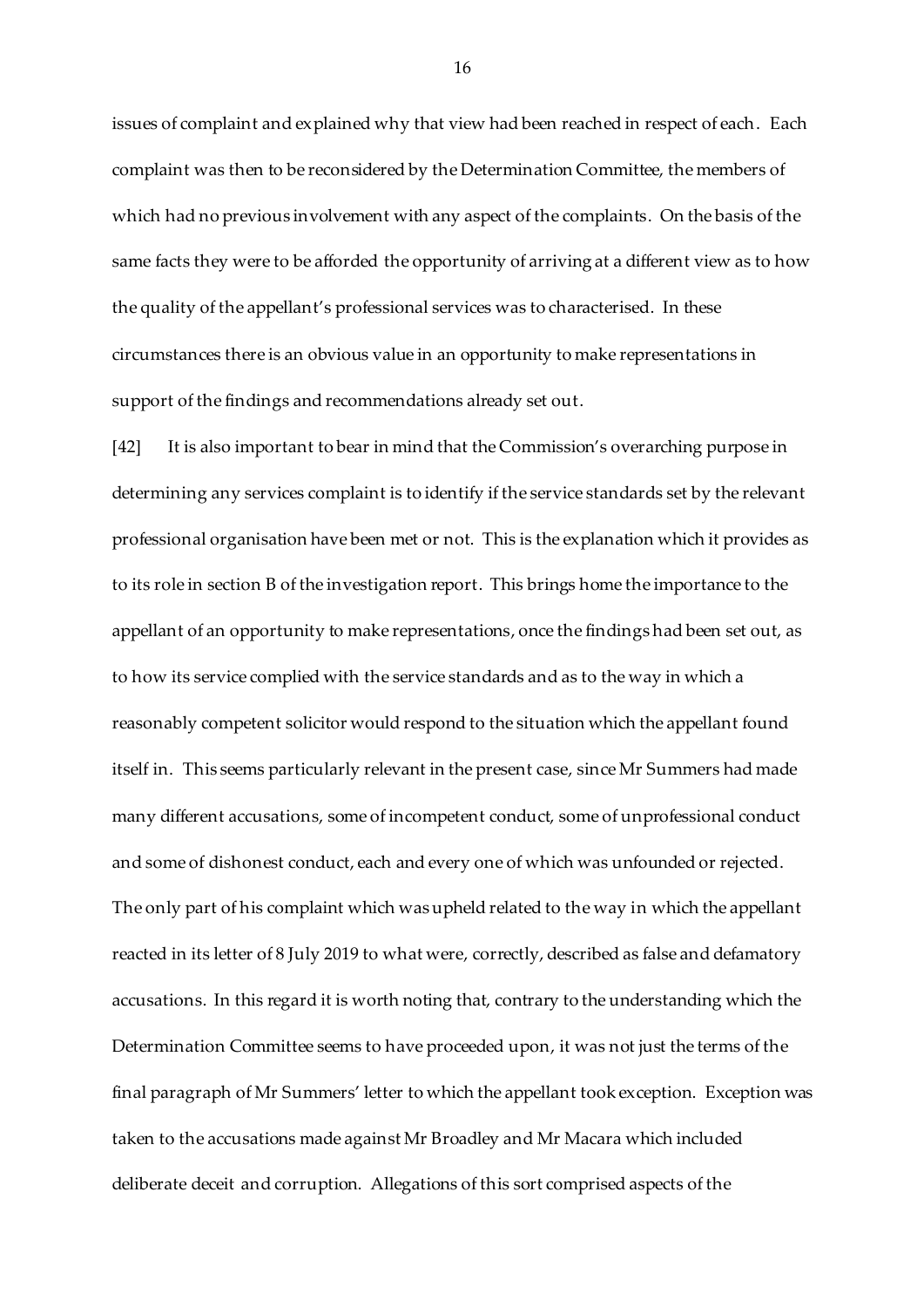issues of complaint and explained why that view had been reached in respect of each. Each complaint was then to be reconsidered by the Determination Committee, the members of which had no previous involvement with any aspect of the complaints. On the basis of the same facts they were to be afforded the opportunity of arriving at a different view as to how the quality of the appellant's professional services was to characterised. In these circumstances there is an obvious value in an opportunity to make representations in support of the findings and recommendations already set out.

[42] It is also important to bear in mind that the Commission's overarching purpose in determining any services complaint is to identify if the service standards set by the relevant professional organisation have been met or not. This is the explanation which it provides as to its role in section B of the investigation report. This brings home the importance to the appellant of an opportunity to make representations, once the findings had been set out, as to how its service complied with the service standards and as to the way in which a reasonably competent solicitor would respond to the situation which the appellant found itself in. This seems particularly relevant in the present case, since Mr Summers had made many different accusations, some of incompetent conduct, some of unprofessional conduct and some of dishonest conduct, each and every one of which was unfounded or rejected. The only part of his complaint which was upheld related to the way in which the appellant reacted in its letter of 8 July 2019 to what were, correctly, described as false and defamatory accusations. In this regard it is worth noting that, contrary to the understanding which the Determination Committee seems to have proceeded upon, it was not just the terms of the final paragraph of Mr Summers' letter to which the appellant took exception. Exception was taken to the accusations made against Mr Broadley and Mr Macara which included deliberate deceit and corruption. Allegations of this sort comprised aspects of the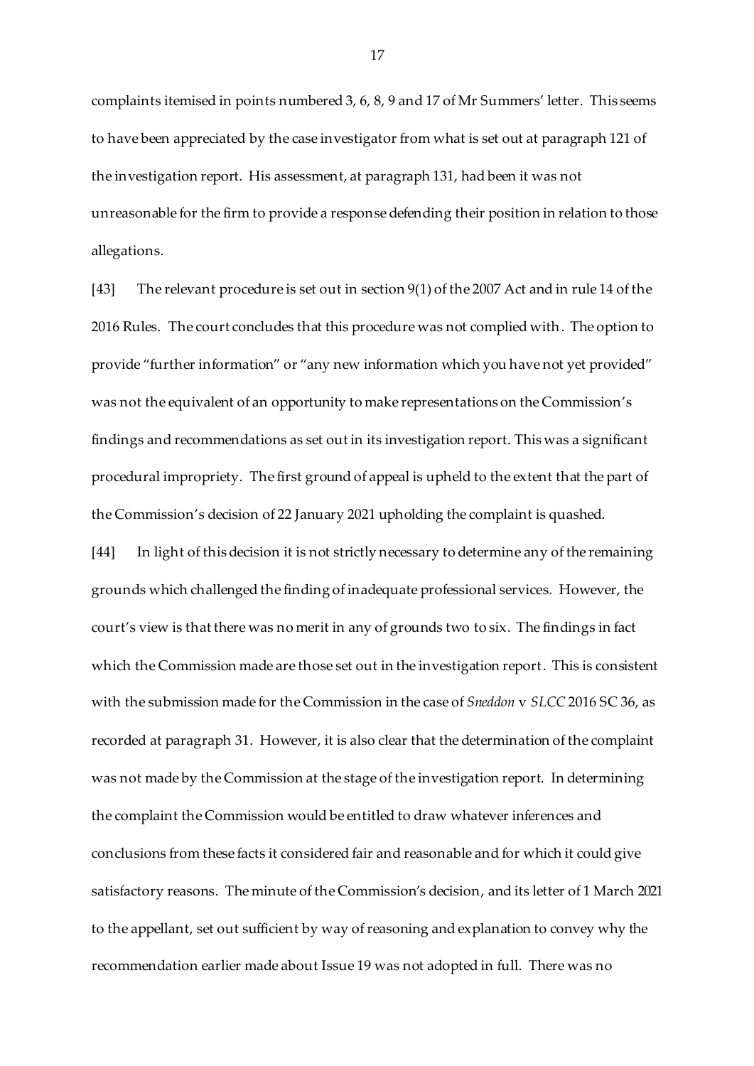complaints itemised in points numbered 3, 6, 8, 9 and 17 of Mr Summers' letter. This seems to have been appreciated by the case investigator from what is set out at paragraph 121 of the investigation report. His assessment, at paragraph 131, had been it was not unreasonable for the firm to provide a response defending their position in relation to those allegations.

[43] The relevant procedure is set out in section 9(1) of the 2007 Act and in rule 14 of the 2016 Rules. The court concludes that this procedure was not complied with. The option to provide "further information" or "any new information which you have not yet provided" was not the equivalent of an opportunity to make representations on the Commission's findings and recommendations as set out in its investigation report. This was a significant procedural impropriety. The first ground of appeal is upheld to the extent that the part of the Commission's decision of 22 January 2021 upholding the complaint is quashed.

[44] In light of this decision it is not strictly necessary to determine any of the remaining grounds which challenged the finding of inadequate professional services. However, the court's view is that there was no merit in any of grounds two to six. The findings in fact which the Commission made are those set out in the investigation report. This is consistent with the submission made for the Commission in the case of *Sneddon* v *SLCC* 2016 SC 36, as recorded at paragraph 31. However, it is also clear that the determination of the complaint was not made by the Commission at the stage of the investigation report. In determining the complaint the Commission would be entitled to draw whatever inferences and conclusions from these facts it considered fair and reasonable and for which it could give satisfactory reasons. The minute of the Commission's decision, and its letter of 1 March 2021 to the appellant, set out sufficient by way of reasoning and explanation to convey why the recommendation earlier made about Issue 19 was not adopted in full. There was no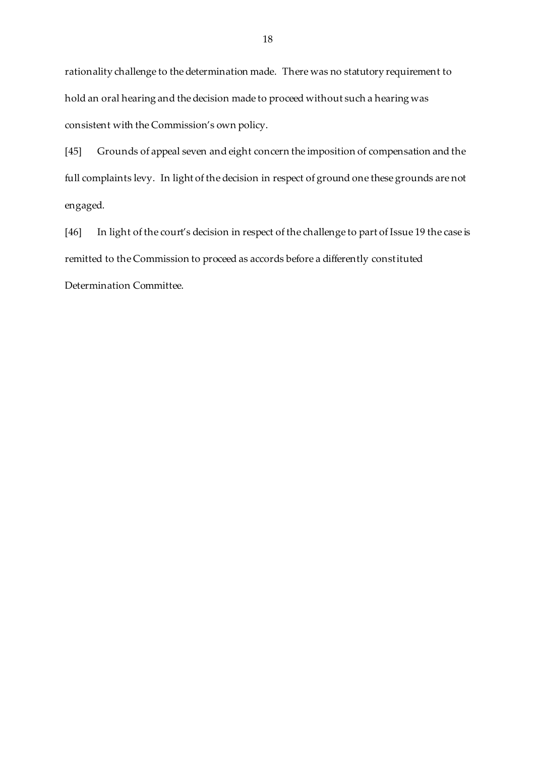rationality challenge to the determination made. There was no statutory requirement to hold an oral hearing and the decision made to proceed without such a hearing was consistent with the Commission's own policy.

[45] Grounds of appeal seven and eight concern the imposition of compensation and the full complaints levy. In light of the decision in respect of ground one these grounds are not engaged.

[46] In light of the court's decision in respect of the challenge to part of Issue 19 the case is remitted to the Commission to proceed as accords before a differently constituted Determination Committee.